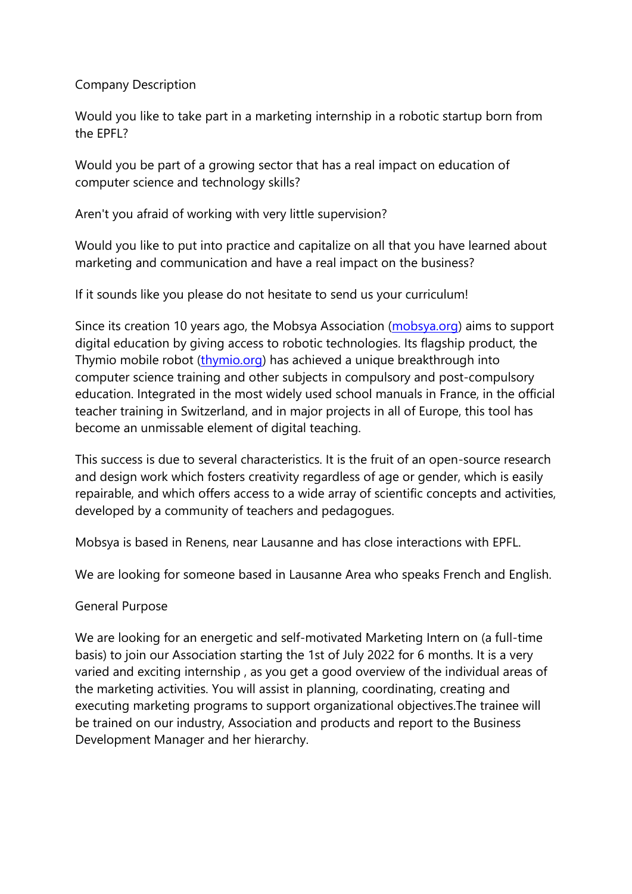## Company Description

Would you like to take part in a marketing internship in a robotic startup born from the EPFL?

Would you be part of a growing sector that has a real impact on education of computer science and technology skills?

Aren't you afraid of working with very little supervision?

Would you like to put into practice and capitalize on all that you have learned about marketing and communication and have a real impact on the business?

If it sounds like you please do not hesitate to send us your curriculum!

Since its creation 10 years ago, the Mobsya Association ([mobsya.org](mobsya.org)) aims to support digital education by giving access to robotic technologies. Its flagship product, the Thymio mobile robot ([thymio.org](thymio.org)) has achieved a unique breakthrough into computer science training and other subjects in compulsory and post-compulsory education. Integrated in the most widely used school manuals in France, in the official teacher training in Switzerland, and in major projects in all of Europe, this tool has become an unmissable element of digital teaching.

This success is due to several characteristics. It is the fruit of an open-source research and design work which fosters creativity regardless of age or gender, which is easily repairable, and which offers access to a wide array of scientific concepts and activities, developed by a community of teachers and pedagogues.

Mobsya is based in Renens, near Lausanne and has close interactions with EPFL.

We are looking for someone based in Lausanne Area who speaks French and English.

## General Purpose

We are looking for an energetic and self-motivated Marketing Intern on (a full-time basis) to join our Association starting the 1st of July 2022 for 6 months. It is a very varied and exciting internship , as you get a good overview of the individual areas of the marketing activities. You will assist in planning, coordinating, creating and executing marketing programs to support organizational objectives.The trainee will be trained on our industry, Association and products and report to the Business Development Manager and her hierarchy.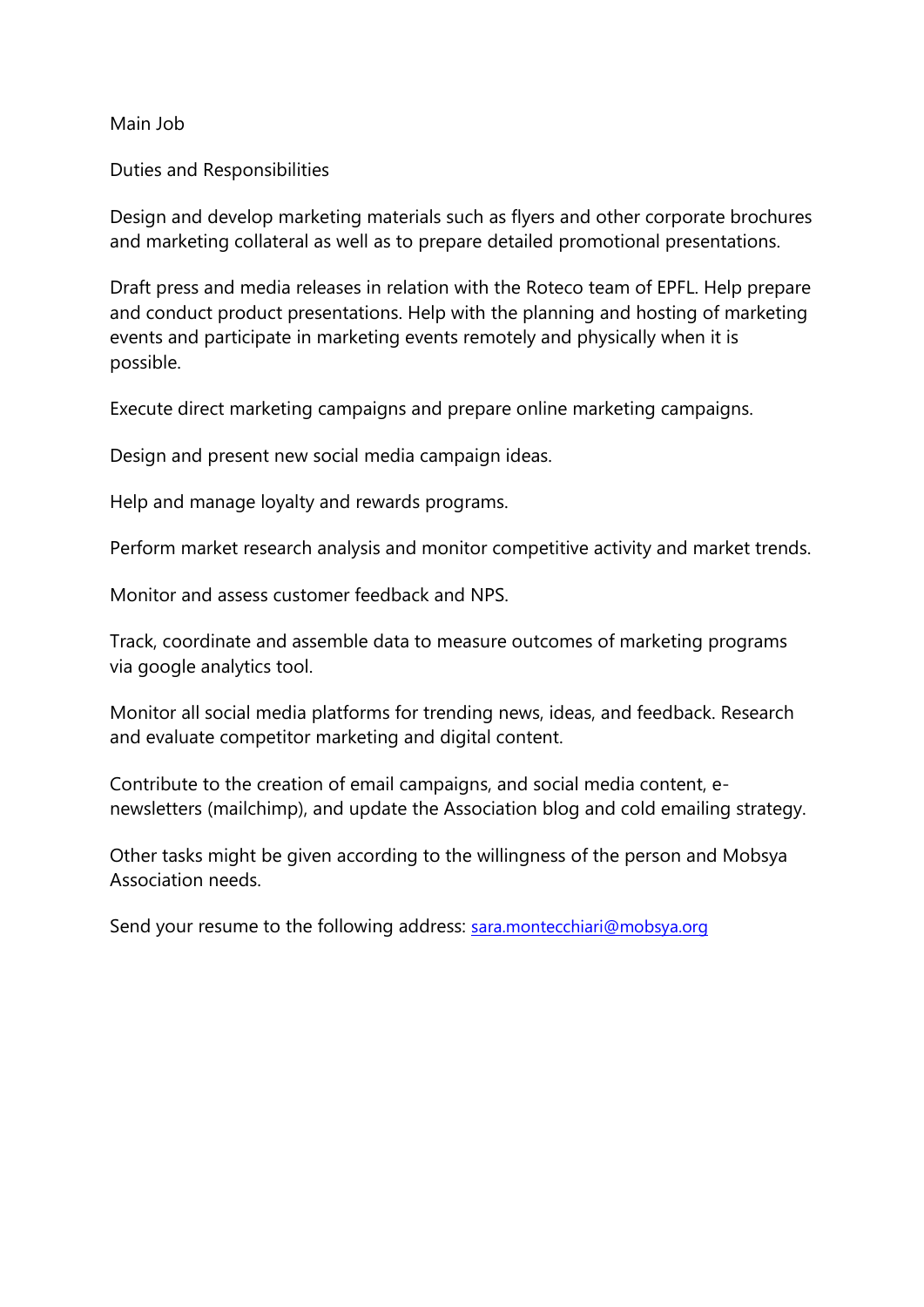Main Job

Duties and Responsibilities

Design and develop marketing materials such as flyers and other corporate brochures and marketing collateral as well as to prepare detailed promotional presentations.

Draft press and media releases in relation with the Roteco team of EPFL. Help prepare and conduct product presentations. Help with the planning and hosting of marketing events and participate in marketing events remotely and physically when it is possible.

Execute direct marketing campaigns and prepare online marketing campaigns.

Design and present new social media campaign ideas.

Help and manage loyalty and rewards programs.

Perform market research analysis and monitor competitive activity and market trends.

Monitor and assess customer feedback and NPS.

Track, coordinate and assemble data to measure outcomes of marketing programs via google analytics tool.

Monitor all social media platforms for trending news, ideas, and feedback. Research and evaluate competitor marketing and digital content.

Contribute to the creation of email campaigns, and social media content, e-newsletters (mailchimp), and update the Association blog and cold emailing strategy.

Other tasks might be given according to the willingness of the person and Mobsya Association needs.

Send your resume to the following address: sara.montecchiari@mobsya.org